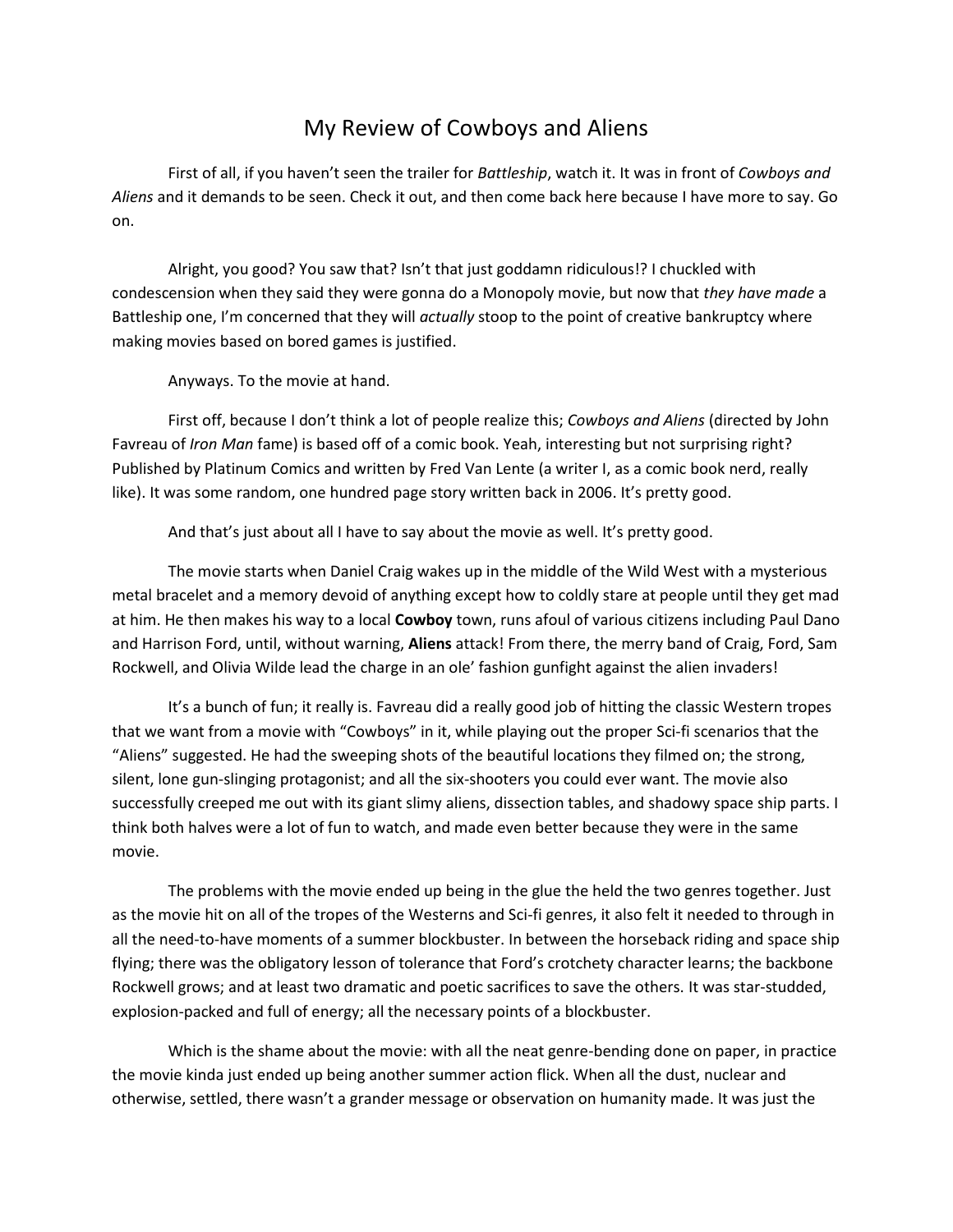# My Review of Cowboys and Aliens

First of all, if you haven't seen the trailer for *Battleship*, watch it. It was in front of *Cowboys and Aliens* and it demands to be seen. Check it out, and then come back here because I have more to say. Go on.

Alright, you good? You saw that? Isn't that just goddamn ridiculous!? I chuckled with condescension when they said they were gonna do a Monopoly movie, but now that *they have made* a Battleship one, I'm concerned that they will *actually* stoop to the point of creative bankruptcy where making movies based on bored games is justified.

Anyways. To the movie at hand.

First off, because I don't think a lot of people realize this; *Cowboys and Aliens* (directed by John Favreau of *Iron Man* fame) is based off of a comic book. Yeah, interesting but not surprising right? Published by Platinum Comics and written by Fred Van Lente (a writer I, as a comic book nerd, really like). It was some random, one hundred page story written back in 2006. It's pretty good.

And that's just about all I have to say about the movie as well. It's pretty good.

The movie starts when Daniel Craig wakes up in the middle of the Wild West with a mysterious metal bracelet and a memory devoid of anything except how to coldly stare at people until they get mad at him. He then makes his way to a local **Cowboy** town, runs afoul of various citizens including Paul Dano and Harrison Ford, until, without warning, **Aliens** attack! From there, the merry band of Craig, Ford, Sam Rockwell, and Olivia Wilde lead the charge in an ole' fashion gunfight against the alien invaders!

It's a bunch of fun; it really is. Favreau did a really good job of hitting the classic Western tropes that we want from a movie with "Cowboys" in it, while playing out the proper Sci-fi scenarios that the "Aliens" suggested. He had the sweeping shots of the beautiful locations they filmed on; the strong, silent, lone gun-slinging protagonist; and all the six-shooters you could ever want. The movie also successfully creeped me out with its giant slimy aliens, dissection tables, and shadowy space ship parts. I think both halves were a lot of fun to watch, and made even better because they were in the same movie.

The problems with the movie ended up being in the glue the held the two genres together. Just as the movie hit on all of the tropes of the Westerns and Sci-fi genres, it also felt it needed to through in all the need-to-have moments of a summer blockbuster. In between the horseback riding and space ship flying; there was the obligatory lesson of tolerance that Ford's crotchety character learns; the backbone Rockwell grows; and at least two dramatic and poetic sacrifices to save the others. It was star-studded, explosion-packed and full of energy; all the necessary points of a blockbuster.

Which is the shame about the movie: with all the neat genre-bending done on paper, in practice the movie kinda just ended up being another summer action flick. When all the dust, nuclear and otherwise, settled, there wasn't a grander message or observation on humanity made. It was just the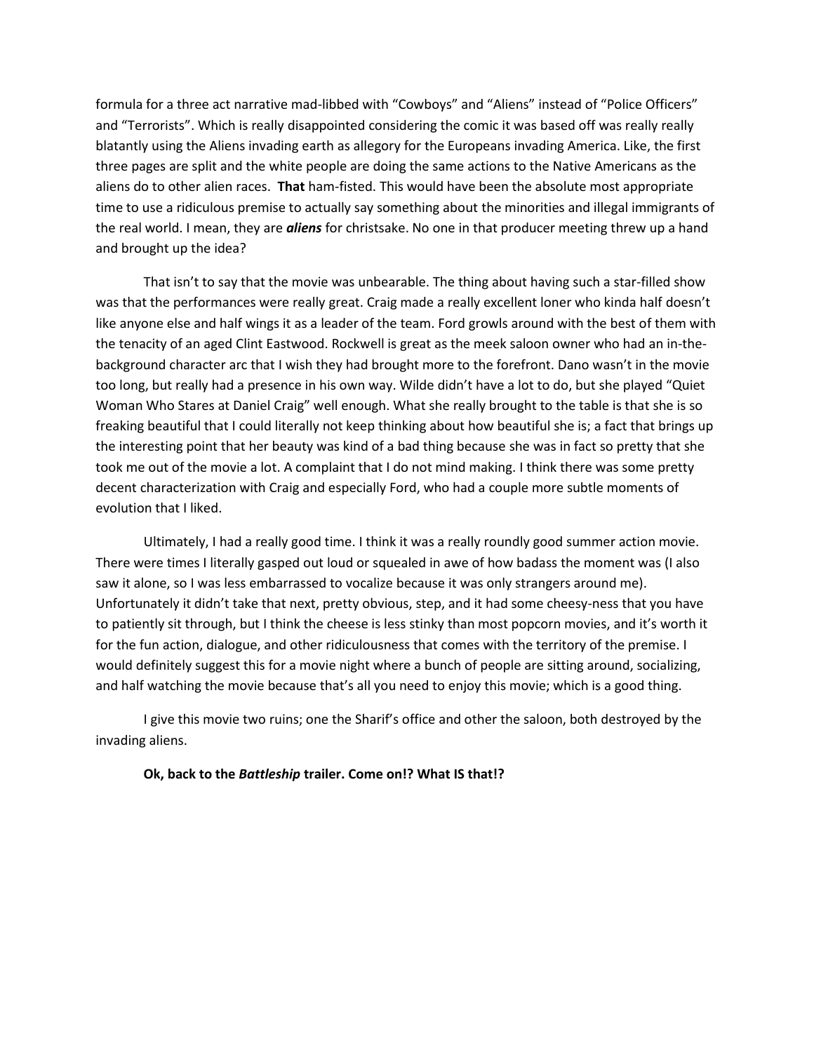formula for a three act narrative mad-libbed with "Cowboys" and "Aliens" instead of "Police Officers" and "Terrorists". Which is really disappointed considering the comic it was based off was really really blatantly using the Aliens invading earth as allegory for the Europeans invading America. Like, the first three pages are split and the white people are doing the same actions to the Native Americans as the aliens do to other alien races. **That** ham-fisted. This would have been the absolute most appropriate time to use a ridiculous premise to actually say something about the minorities and illegal immigrants of the real world. I mean, they are ***aliens*** for christsake. No one in that producer meeting threw up a hand and brought up the idea?

That isn't to say that the movie was unbearable. The thing about having such a star-filled show was that the performances were really great. Craig made a really excellent loner who kinda half doesn't like anyone else and half wings it as a leader of the team. Ford growls around with the best of them with the tenacity of an aged Clint Eastwood. Rockwell is great as the meek saloon owner who had an in-the-background character arc that I wish they had brought more to the forefront. Dano wasn't in the movie too long, but really had a presence in his own way. Wilde didn't have a lot to do, but she played "Quiet Woman Who Stares at Daniel Craig" well enough. What she really brought to the table is that she is so freaking beautiful that I could literally not keep thinking about how beautiful she is; a fact that brings up the interesting point that her beauty was kind of a bad thing because she was in fact so pretty that she took me out of the movie a lot. A complaint that I do not mind making. I think there was some pretty decent characterization with Craig and especially Ford, who had a couple more subtle moments of evolution that I liked.

Ultimately, I had a really good time. I think it was a really roundly good summer action movie. There were times I literally gasped out loud or squealed in awe of how badass the moment was (I also saw it alone, so I was less embarrassed to vocalize because it was only strangers around me). Unfortunately it didn't take that next, pretty obvious, step, and it had some cheesy-ness that you have to patiently sit through, but I think the cheese is less stinky than most popcorn movies, and it's worth it for the fun action, dialogue, and other ridiculousness that comes with the territory of the premise. I would definitely suggest this for a movie night where a bunch of people are sitting around, socializing, and half watching the movie because that's all you need to enjoy this movie; which is a good thing.

I give this movie two ruins; one the Sharif's office and other the saloon, both destroyed by the invading aliens.

**Ok, back to the *Battleship* trailer. Come on!? What IS that!?**